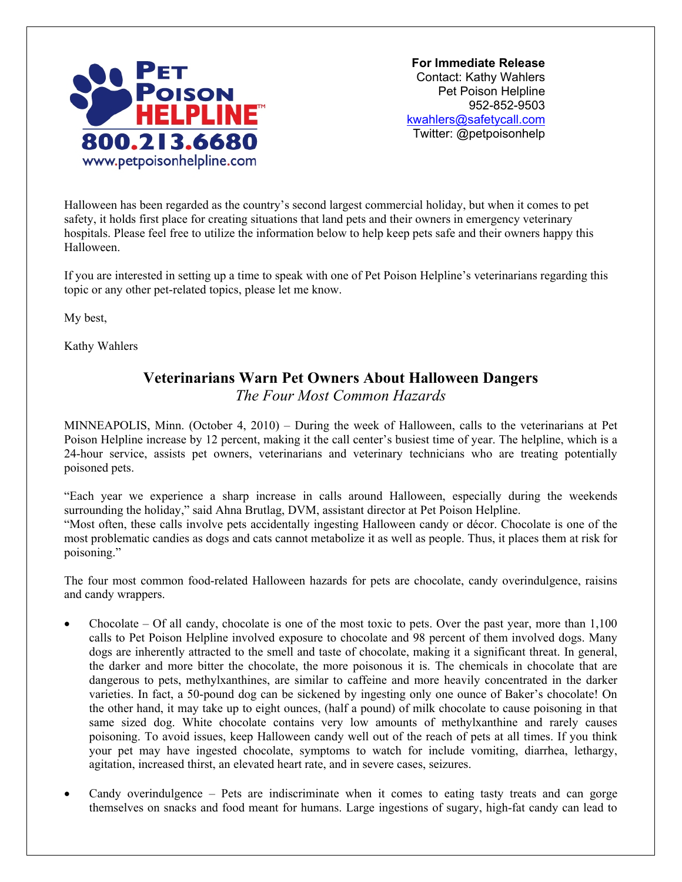Pet Poison HELPLINE™
800.213.6680
www.petpoisonhelpline.com

**For Immediate Release**
Contact: Kathy Wahlers
Pet Poison Helpline
952-852-9503
kwahlers@safetycall.com
Twitter: @petpoisonhelp

Halloween has been regarded as the country's second largest commercial holiday, but when it comes to pet safety, it holds first place for creating situations that land pets and their owners in emergency veterinary hospitals. Please feel free to utilize the information below to help keep pets safe and their owners happy this Halloween.

If you are interested in setting up a time to speak with one of Pet Poison Helpline's veterinarians regarding this topic or any other pet-related topics, please let me know.

My best,

Kathy Wahlers

## Veterinarians Warn Pet Owners About Halloween Dangers

*The Four Most Common Hazards*

MINNEAPOLIS, Minn. (October 4, 2010) – During the week of Halloween, calls to the veterinarians at Pet Poison Helpline increase by 12 percent, making it the call center's busiest time of year. The helpline, which is a 24-hour service, assists pet owners, veterinarians and veterinary technicians who are treating potentially poisoned pets.

"Each year we experience a sharp increase in calls around Halloween, especially during the weekends surrounding the holiday," said Ahna Brutlag, DVM, assistant director at Pet Poison Helpline.
"Most often, these calls involve pets accidentally ingesting Halloween candy or décor. Chocolate is one of the most problematic candies as dogs and cats cannot metabolize it as well as people. Thus, it places them at risk for poisoning."

The four most common food-related Halloween hazards for pets are chocolate, candy overindulgence, raisins and candy wrappers.

- Chocolate – Of all candy, chocolate is one of the most toxic to pets. Over the past year, more than 1,100 calls to Pet Poison Helpline involved exposure to chocolate and 98 percent of them involved dogs. Many dogs are inherently attracted to the smell and taste of chocolate, making it a significant threat. In general, the darker and more bitter the chocolate, the more poisonous it is. The chemicals in chocolate that are dangerous to pets, methylxanthines, are similar to caffeine and more heavily concentrated in the darker varieties. In fact, a 50-pound dog can be sickened by ingesting only one ounce of Baker's chocolate! On the other hand, it may take up to eight ounces, (half a pound) of milk chocolate to cause poisoning in that same sized dog. White chocolate contains very low amounts of methylxanthine and rarely causes poisoning. To avoid issues, keep Halloween candy well out of the reach of pets at all times. If you think your pet may have ingested chocolate, symptoms to watch for include vomiting, diarrhea, lethargy, agitation, increased thirst, an elevated heart rate, and in severe cases, seizures.

- Candy overindulgence – Pets are indiscriminate when it comes to eating tasty treats and can gorge themselves on snacks and food meant for humans. Large ingestions of sugary, high-fat candy can lead to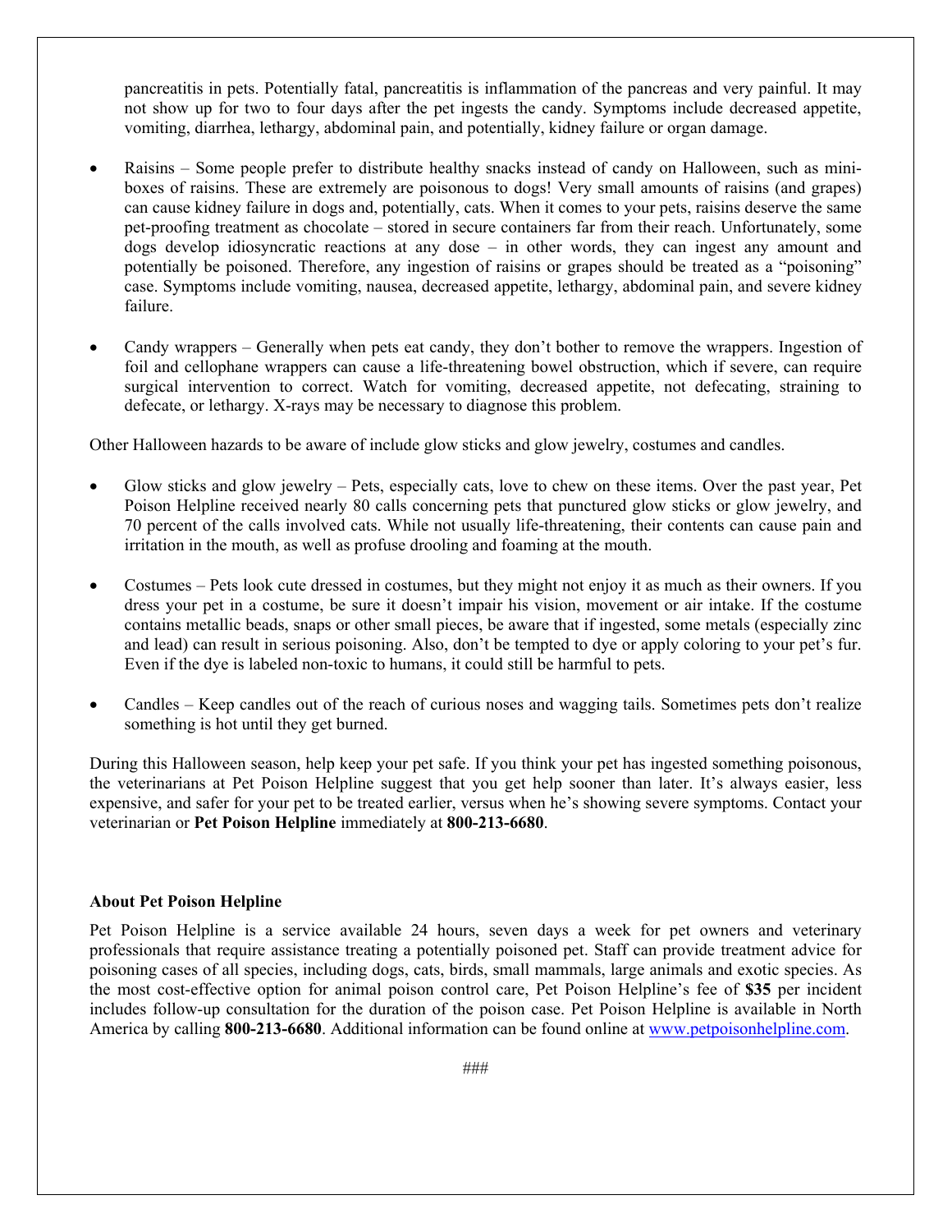pancreatitis in pets. Potentially fatal, pancreatitis is inflammation of the pancreas and very painful. It may not show up for two to four days after the pet ingests the candy. Symptoms include decreased appetite, vomiting, diarrhea, lethargy, abdominal pain, and potentially, kidney failure or organ damage.

- Raisins – Some people prefer to distribute healthy snacks instead of candy on Halloween, such as mini-boxes of raisins. These are extremely are poisonous to dogs! Very small amounts of raisins (and grapes) can cause kidney failure in dogs and, potentially, cats. When it comes to your pets, raisins deserve the same pet-proofing treatment as chocolate – stored in secure containers far from their reach. Unfortunately, some dogs develop idiosyncratic reactions at any dose – in other words, they can ingest any amount and potentially be poisoned. Therefore, any ingestion of raisins or grapes should be treated as a "poisoning" case. Symptoms include vomiting, nausea, decreased appetite, lethargy, abdominal pain, and severe kidney failure.

- Candy wrappers – Generally when pets eat candy, they don't bother to remove the wrappers. Ingestion of foil and cellophane wrappers can cause a life-threatening bowel obstruction, which if severe, can require surgical intervention to correct. Watch for vomiting, decreased appetite, not defecating, straining to defecate, or lethargy. X-rays may be necessary to diagnose this problem.

Other Halloween hazards to be aware of include glow sticks and glow jewelry, costumes and candles.

- Glow sticks and glow jewelry – Pets, especially cats, love to chew on these items. Over the past year, Pet Poison Helpline received nearly 80 calls concerning pets that punctured glow sticks or glow jewelry, and 70 percent of the calls involved cats. While not usually life-threatening, their contents can cause pain and irritation in the mouth, as well as profuse drooling and foaming at the mouth.

- Costumes – Pets look cute dressed in costumes, but they might not enjoy it as much as their owners. If you dress your pet in a costume, be sure it doesn't impair his vision, movement or air intake. If the costume contains metallic beads, snaps or other small pieces, be aware that if ingested, some metals (especially zinc and lead) can result in serious poisoning. Also, don't be tempted to dye or apply coloring to your pet's fur. Even if the dye is labeled non-toxic to humans, it could still be harmful to pets.

- Candles – Keep candles out of the reach of curious noses and wagging tails. Sometimes pets don't realize something is hot until they get burned.

During this Halloween season, help keep your pet safe. If you think your pet has ingested something poisonous, the veterinarians at Pet Poison Helpline suggest that you get help sooner than later. It's always easier, less expensive, and safer for your pet to be treated earlier, versus when he's showing severe symptoms. Contact your veterinarian or **Pet Poison Helpline** immediately at **800-213-6680**.

**About Pet Poison Helpline**

Pet Poison Helpline is a service available 24 hours, seven days a week for pet owners and veterinary professionals that require assistance treating a potentially poisoned pet. Staff can provide treatment advice for poisoning cases of all species, including dogs, cats, birds, small mammals, large animals and exotic species. As the most cost-effective option for animal poison control care, Pet Poison Helpline's fee of **$35** per incident includes follow-up consultation for the duration of the poison case. Pet Poison Helpline is available in North America by calling **800-213-6680**. Additional information can be found online at [www.petpoisonhelpline.com](http://www.petpoisonhelpline.com).

###